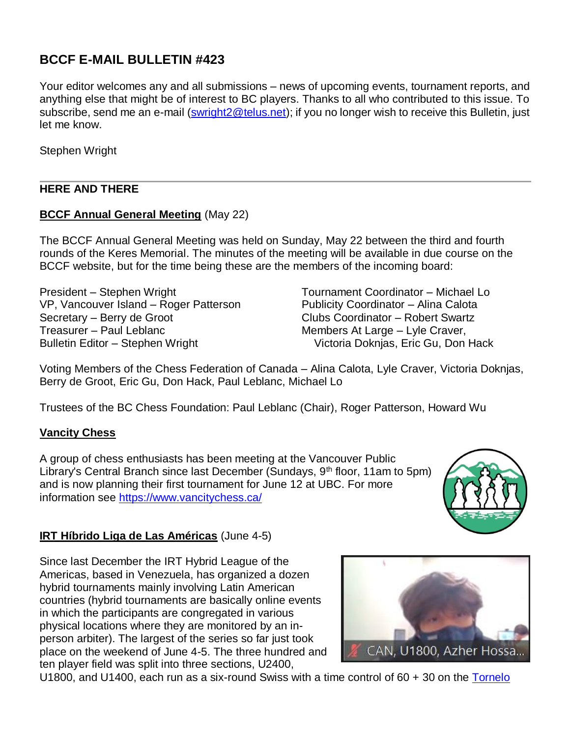# BCCF E-MAIL BULLETIN #423

Your editor welcomes any and all submissions – news of upcoming events, tournament reports, and anything else that might be of interest to BC players. Thanks to all who contributed to this issue. To subscribe, send me an e-mail (swright2@telus.net); if you no longer wish to receive this Bulletin, just let me know.

Stephen Wright

---

## HERE AND THERE

### BCCF Annual General Meeting (May 22)

The BCCF Annual General Meeting was held on Sunday, May 22 between the third and fourth rounds of the Keres Memorial. The minutes of the meeting will be available in due course on the BCCF website, but for the time being these are the members of the incoming board:

President – Stephen Wright
VP, Vancouver Island – Roger Patterson
Secretary – Berry de Groot
Treasurer – Paul Leblanc
Bulletin Editor – Stephen Wright
Tournament Coordinator – Michael Lo
Publicity Coordinator – Alina Calota
Clubs Coordinator – Robert Swartz
Members At Large – Lyle Craver, Victoria Doknjas, Eric Gu, Don Hack

Voting Members of the Chess Federation of Canada – Alina Calota, Lyle Craver, Victoria Doknjas, Berry de Groot, Eric Gu, Don Hack, Paul Leblanc, Michael Lo

Trustees of the BC Chess Foundation: Paul Leblanc (Chair), Roger Patterson, Howard Wu

### Vancity Chess

A group of chess enthusiasts has been meeting at the Vancouver Public Library's Central Branch since last December (Sundays, 9th floor, 11am to 5pm) and is now planning their first tournament for June 12 at UBC. For more information see https://www.vancitychess.ca/

### IRT Híbrido Liga de Las Américas (June 4-5)

Since last December the IRT Hybrid League of the Americas, based in Venezuela, has organized a dozen hybrid tournaments mainly involving Latin American countries (hybrid tournaments are basically online events in which the participants are congregated in various physical locations where they are monitored by an in-person arbiter). The largest of the series so far just took place on the weekend of June 4-5. The three hundred and ten player field was split into three sections, U2400, U1800, and U1400, each run as a six-round Swiss with a time control of 60 + 30 on the Tornelo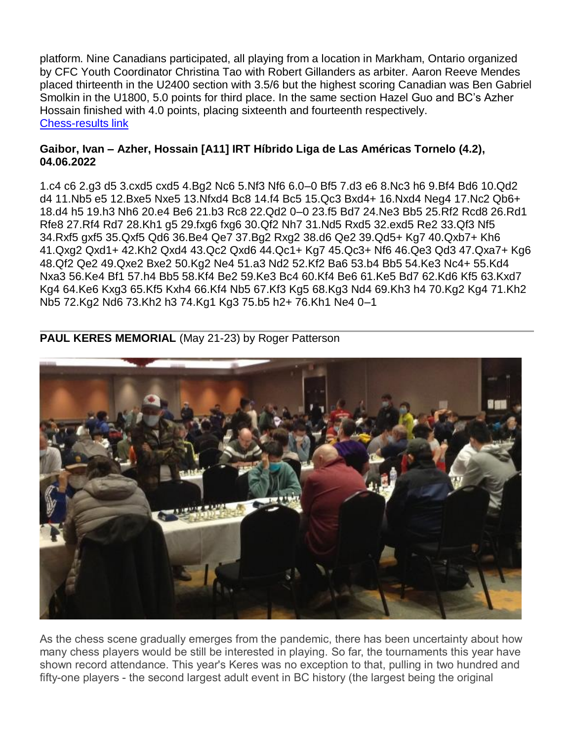platform. Nine Canadians participated, all playing from a location in Markham, Ontario organized by CFC Youth Coordinator Christina Tao with Robert Gillanders as arbiter. Aaron Reeve Mendes placed thirteenth in the U2400 section with 3.5/6 but the highest scoring Canadian was Ben Gabriel Smolkin in the U1800, 5.0 points for third place. In the same section Hazel Guo and BC's Azher Hossain finished with 4.0 points, placing sixteenth and fourteenth respectively.
[Chess-results link]

**Gaibor, Ivan – Azher, Hossain [A11] IRT Híbrido Liga de Las Américas Tornelo (4.2), 04.06.2022**

1.c4 c6 2.g3 d5 3.cxd5 cxd5 4.Bg2 Nc6 5.Nf3 Nf6 6.0–0 Bf5 7.d3 e6 8.Nc3 h6 9.Bf4 Bd6 10.Qd2 d4 11.Nb5 e5 12.Bxe5 Nxe5 13.Nfxd4 Bc8 14.f4 Bc5 15.Qc3 Bxd4+ 16.Nxd4 Neg4 17.Nc2 Qb6+ 18.d4 h5 19.h3 Nh6 20.e4 Be6 21.b3 Rc8 22.Qd2 0–0 23.f5 Bd7 24.Ne3 Bb5 25.Rf2 Rcd8 26.Rd1 Rfe8 27.Rf4 Rd7 28.Kh1 g5 29.fxg6 fxg6 30.Qf2 Nh7 31.Nd5 Rxd5 32.exd5 Re2 33.Qf3 Nf5 34.Rxf5 gxf5 35.Qxf5 Qd6 36.Be4 Qe7 37.Bg2 Rxg2 38.d6 Qe2 39.Qd5+ Kg7 40.Qxb7+ Kh6 41.Qxg2 Qxd1+ 42.Kh2 Qxd4 43.Qc2 Qxd6 44.Qc1+ Kg7 45.Qc3+ Nf6 46.Qe3 Qd3 47.Qxa7+ Kg6 48.Qf2 Qe2 49.Qxe2 Bxe2 50.Kg2 Ne4 51.a3 Nd2 52.Kf2 Ba6 53.b4 Bb5 54.Ke3 Nc4+ 55.Kd4 Nxa3 56.Ke4 Bf1 57.h4 Bb5 58.Kf4 Be2 59.Ke3 Bc4 60.Kf4 Be6 61.Ke5 Bd7 62.Kd6 Kf5 63.Kxd7 Kg4 64.Ke6 Kxg3 65.Kf5 Kxh4 66.Kf4 Nb5 67.Kf3 Kg5 68.Kg3 Nd4 69.Kh3 h4 70.Kg2 Kg4 71.Kh2 Nb5 72.Kg2 Nd6 73.Kh2 h3 74.Kg1 Kg3 75.b5 h2+ 76.Kh1 Ne4 0–1

---

**PAUL KERES MEMORIAL** (May 21-23) by Roger Patterson

As the chess scene gradually emerges from the pandemic, there has been uncertainty about how many chess players would be still be interested in playing. So far, the tournaments this year have shown record attendance. This year's Keres was no exception to that, pulling in two hundred and fifty-one players - the second largest adult event in BC history (the largest being the original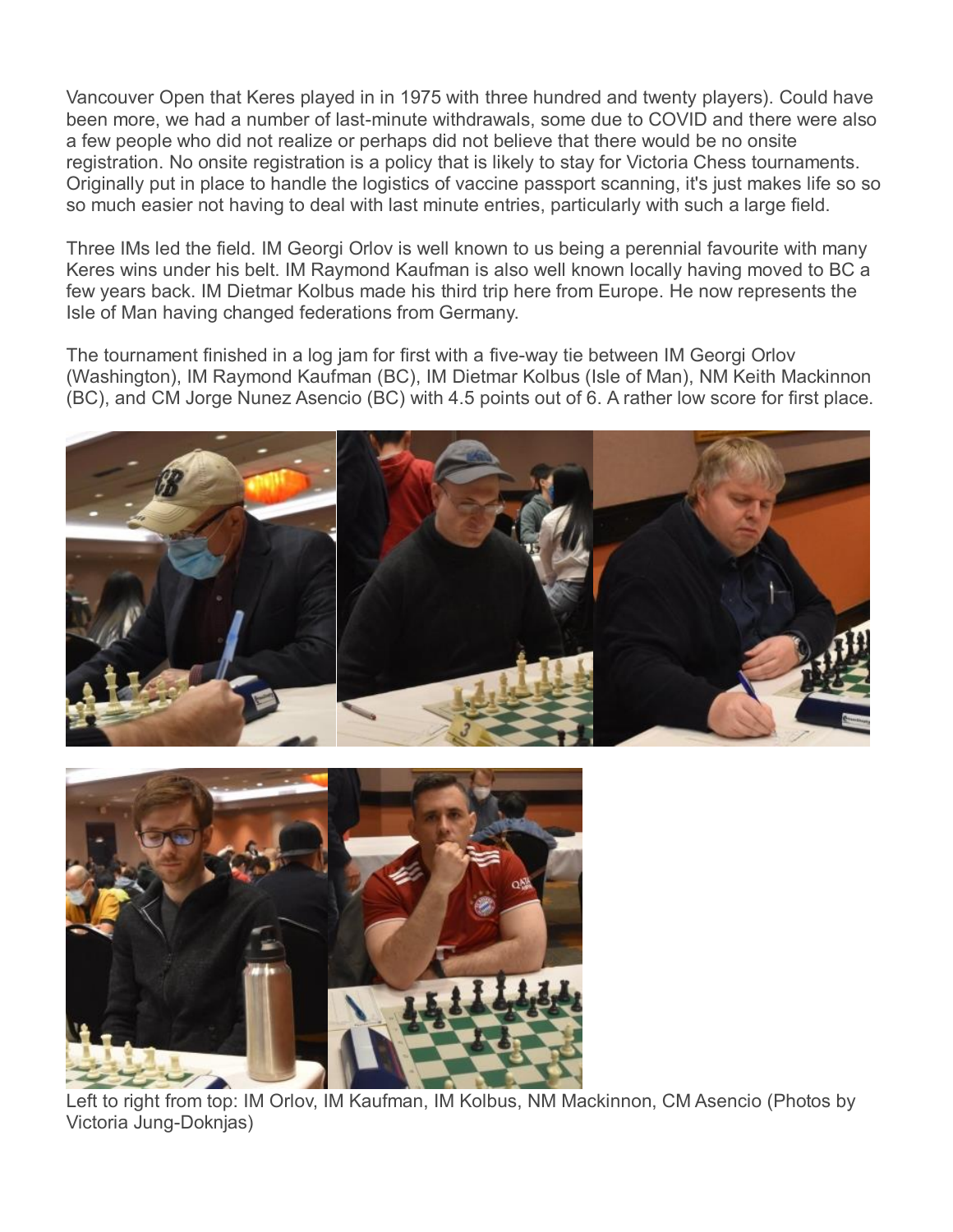Vancouver Open that Keres played in in 1975 with three hundred and twenty players). Could have been more, we had a number of last-minute withdrawals, some due to COVID and there were also a few people who did not realize or perhaps did not believe that there would be no onsite registration. No onsite registration is a policy that is likely to stay for Victoria Chess tournaments. Originally put in place to handle the logistics of vaccine passport scanning, it's just makes life so so so much easier not having to deal with last minute entries, particularly with such a large field.

Three IMs led the field. IM Georgi Orlov is well known to us being a perennial favourite with many Keres wins under his belt. IM Raymond Kaufman is also well known locally having moved to BC a few years back. IM Dietmar Kolbus made his third trip here from Europe. He now represents the Isle of Man having changed federations from Germany.

The tournament finished in a log jam for first with a five-way tie between IM Georgi Orlov (Washington), IM Raymond Kaufman (BC), IM Dietmar Kolbus (Isle of Man), NM Keith Mackinnon (BC), and CM Jorge Nunez Asencio (BC) with 4.5 points out of 6. A rather low score for first place.

Left to right from top: IM Orlov, IM Kaufman, IM Kolbus, NM Mackinnon, CM Asencio (Photos by Victoria Jung-Doknjas)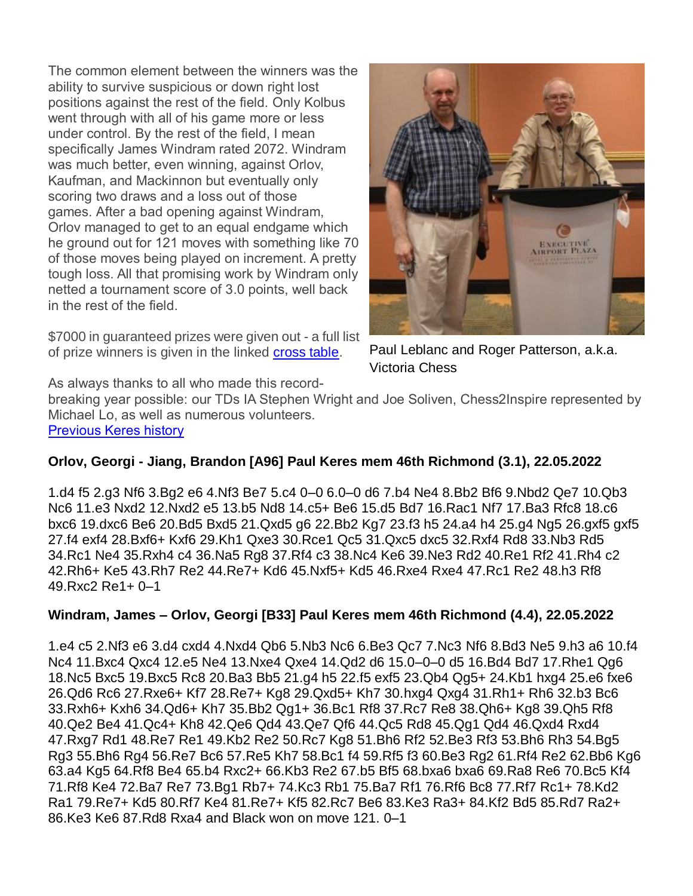The common element between the winners was the ability to survive suspicious or down right lost positions against the rest of the field. Only Kolbus went through with all of his game more or less under control. By the rest of the field, I mean specifically James Windram rated 2072. Windram was much better, even winning, against Orlov, Kaufman, and Mackinnon but eventually only scoring two draws and a loss out of those games. After a bad opening against Windram, Orlov managed to get to an equal endgame which he ground out for 121 moves with something like 70 of those moves being played on increment. A pretty tough loss. All that promising work by Windram only netted a tournament score of 3.0 points, well back in the rest of the field.

$7000 in guaranteed prizes were given out - a full list of prize winners is given in the linked cross table.

Paul Leblanc and Roger Patterson, a.k.a. Victoria Chess

As always thanks to all who made this record-breaking year possible: our TDs IA Stephen Wright and Joe Soliven, Chess2Inspire represented by Michael Lo, as well as numerous volunteers.
Previous Keres history

**Orlov, Georgi - Jiang, Brandon [A96] Paul Keres mem 46th Richmond (3.1), 22.05.2022**

1.d4 f5 2.g3 Nf6 3.Bg2 e6 4.Nf3 Be7 5.c4 0–0 6.0–0 d6 7.b4 Ne4 8.Bb2 Bf6 9.Nbd2 Qe7 10.Qb3 Nc6 11.e3 Nxd2 12.Nxd2 e5 13.b5 Nd8 14.c5+ Be6 15.d5 Bd7 16.Rac1 Nf7 17.Ba3 Rfc8 18.c6 bxc6 19.dxc6 Be6 20.Bd5 Bxd5 21.Qxd5 g6 22.Bb2 Kg7 23.f3 h5 24.a4 h4 25.g4 Ng5 26.gxf5 gxf5 27.f4 exf4 28.Bxf6+ Kxf6 29.Kh1 Qxe3 30.Rce1 Qc5 31.Qxc5 dxc5 32.Rxf4 Rd8 33.Nb3 Rd5 34.Rc1 Ne4 35.Rxh4 c4 36.Na5 Rg8 37.Rf4 c3 38.Nc4 Ke6 39.Ne3 Rd2 40.Re1 Rf2 41.Rh4 c2 42.Rh6+ Ke5 43.Rh7 Re2 44.Re7+ Kd6 45.Nxf5+ Kd5 46.Rxe4 Rxe4 47.Rc1 Re2 48.h3 Rf8 49.Rxc2 Re1+ 0–1

**Windram, James – Orlov, Georgi [B33] Paul Keres mem 46th Richmond (4.4), 22.05.2022**

1.e4 c5 2.Nf3 e6 3.d4 cxd4 4.Nxd4 Qb6 5.Nb3 Nc6 6.Be3 Qc7 7.Nc3 Nf6 8.Bd3 Ne5 9.h3 a6 10.f4 Nc4 11.Bxc4 Qxc4 12.e5 Ne4 13.Nxe4 Qxe4 14.Qd2 d6 15.0–0–0 d5 16.Bd4 Bd7 17.Rhe1 Qg6 18.Nc5 Bxc5 19.Bxc5 Rc8 20.Ba3 Bb5 21.g4 h5 22.f5 exf5 23.Qb4 Qg5+ 24.Kb1 hxg4 25.e6 fxe6 26.Qd6 Rc6 27.Rxe6+ Kf7 28.Re7+ Kg8 29.Qxd5+ Kh7 30.hxg4 Qxg4 31.Rh1+ Rh6 32.b3 Bc6 33.Rxh6+ Kxh6 34.Qd6+ Kh7 35.Bb2 Qg1+ 36.Bc1 Rf8 37.Rc7 Re8 38.Qh6+ Kg8 39.Qh5 Rf8 40.Qe2 Be4 41.Qc4+ Kh8 42.Qe6 Qd4 43.Qe7 Qf6 44.Qc5 Rd8 45.Qg1 Qd4 46.Qxd4 Rxd4 47.Rxg7 Rd1 48.Re7 Re1 49.Kb2 Re2 50.Rc7 Kg8 51.Bh6 Rf2 52.Be3 Rf3 53.Bh6 Rh3 54.Bg5 Rg3 55.Bh6 Rg4 56.Re7 Bc6 57.Re5 Kh7 58.Bc1 f4 59.Rf5 f3 60.Be3 Rg2 61.Rf4 Re2 62.Bb6 Kg6 63.a4 Kg5 64.Rf8 Be4 65.b4 Rxc2+ 66.Kb3 Re2 67.b5 Bf5 68.bxa6 bxa6 69.Ra8 Re6 70.Bc5 Kf4 71.Rf8 Ke4 72.Ba7 Re7 73.Bg1 Rb7+ 74.Kc3 Rb1 75.Ba7 Rf1 76.Rf6 Bc8 77.Rf7 Rc1+ 78.Kd2 Ra1 79.Re7+ Kd5 80.Rf7 Ke4 81.Re7+ Kf5 82.Rc7 Be6 83.Ke3 Ra3+ 84.Kf2 Bd5 85.Rd7 Ra2+ 86.Ke3 Ke6 87.Rd8 Rxa4 and Black won on move 121. 0–1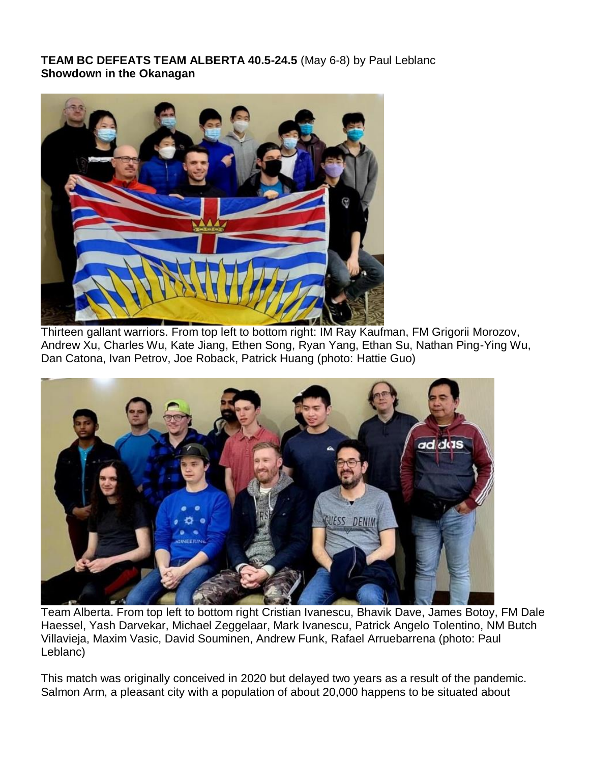**TEAM BC DEFEATS TEAM ALBERTA 40.5-24.5** (May 6-8) by Paul Leblanc
**Showdown in the Okanagan**

Thirteen gallant warriors. From top left to bottom right: IM Ray Kaufman, FM Grigorii Morozov, Andrew Xu, Charles Wu, Kate Jiang, Ethen Song, Ryan Yang, Ethan Su, Nathan Ping-Ying Wu, Dan Catona, Ivan Petrov, Joe Roback, Patrick Huang (photo: Hattie Guo)

Team Alberta. From top left to bottom right Cristian Ivanescu, Bhavik Dave, James Botoy, FM Dale Haessel, Yash Darvekar, Michael Zeggelaar, Mark Ivanescu, Patrick Angelo Tolentino, NM Butch Villavieja, Maxim Vasic, David Souminen, Andrew Funk, Rafael Arruebarrena (photo: Paul Leblanc)

This match was originally conceived in 2020 but delayed two years as a result of the pandemic. Salmon Arm, a pleasant city with a population of about 20,000 happens to be situated about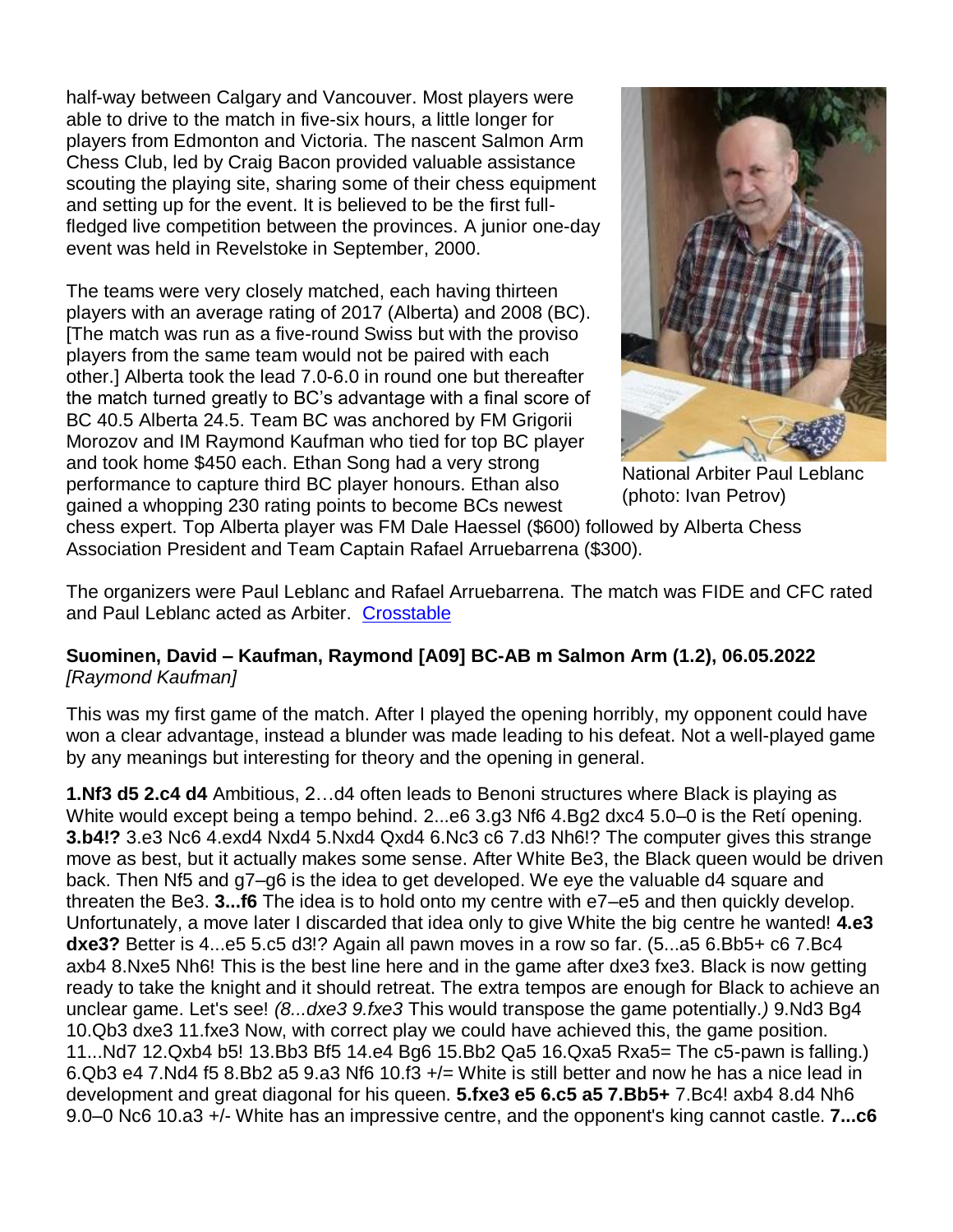half-way between Calgary and Vancouver. Most players were able to drive to the match in five-six hours, a little longer for players from Edmonton and Victoria. The nascent Salmon Arm Chess Club, led by Craig Bacon provided valuable assistance scouting the playing site, sharing some of their chess equipment and setting up for the event. It is believed to be the first full-fledged live competition between the provinces. A junior one-day event was held in Revelstoke in September, 2000.

The teams were very closely matched, each having thirteen players with an average rating of 2017 (Alberta) and 2008 (BC). [The match was run as a five-round Swiss but with the proviso players from the same team would not be paired with each other.] Alberta took the lead 7.0-6.0 in round one but thereafter the match turned greatly to BC's advantage with a final score of BC 40.5 Alberta 24.5. Team BC was anchored by FM Grigorii Morozov and IM Raymond Kaufman who tied for top BC player and took home $450 each. Ethan Song had a very strong performance to capture third BC player honours. Ethan also gained a whopping 230 rating points to become BCs newest chess expert. Top Alberta player was FM Dale Haessel ($600) followed by Alberta Chess Association President and Team Captain Rafael Arruebarrena ($300).

National Arbiter Paul Leblanc (photo: Ivan Petrov)

The organizers were Paul Leblanc and Rafael Arruebarrena. The match was FIDE and CFC rated and Paul Leblanc acted as Arbiter. Crosstable

**Suominen, David – Kaufman, Raymond [A09] BC-AB m Salmon Arm (1.2), 06.05.2022**
*[Raymond Kaufman]*

This was my first game of the match. After I played the opening horribly, my opponent could have won a clear advantage, instead a blunder was made leading to his defeat. Not a well-played game by any meanings but interesting for theory and the opening in general.

**1.Nf3 d5 2.c4 d4** Ambitious, 2…d4 often leads to Benoni structures where Black is playing as White would except being a tempo behind. 2...e6 3.g3 Nf6 4.Bg2 dxc4 5.0–0 is the Retí opening. **3.b4!?** 3.e3 Nc6 4.exd4 Nxd4 5.Nxd4 Qxd4 6.Nc3 c6 7.d3 Nh6!? The computer gives this strange move as best, but it actually makes some sense. After White Be3, the Black queen would be driven back. Then Nf5 and g7–g6 is the idea to get developed. We eye the valuable d4 square and threaten the Be3. **3...f6** The idea is to hold onto my centre with e7–e5 and then quickly develop. Unfortunately, a move later I discarded that idea only to give White the big centre he wanted! **4.e3 dxe3?** Better is 4...e5 5.c5 d3!? Again all pawn moves in a row so far. (5...a5 6.Bb5+ c6 7.Bc4 axb4 8.Nxe5 Nh6! This is the best line here and in the game after dxe3 fxe3. Black is now getting ready to take the knight and it should retreat. The extra tempos are enough for Black to achieve an unclear game. Let's see! *(8...dxe3 9.fxe3 This would transpose the game potentially.)* 9.Nd3 Bg4 10.Qb3 dxe3 11.fxe3 Now, with correct play we could have achieved this, the game position. 11...Nd7 12.Qxb4 b5! 13.Bb3 Bf5 14.e4 Bg6 15.Bb2 Qa5 16.Qxa5 Rxa5= The c5-pawn is falling.) 6.Qb3 e4 7.Nd4 f5 8.Bb2 a5 9.a3 Nf6 10.f3 +/= White is still better and now he has a nice lead in development and great diagonal for his queen. **5.fxe3 e5 6.c5 a5 7.Bb5+** 7.Bc4! axb4 8.d4 Nh6 9.0–0 Nc6 10.a3 +/- White has an impressive centre, and the opponent's king cannot castle. **7...c6**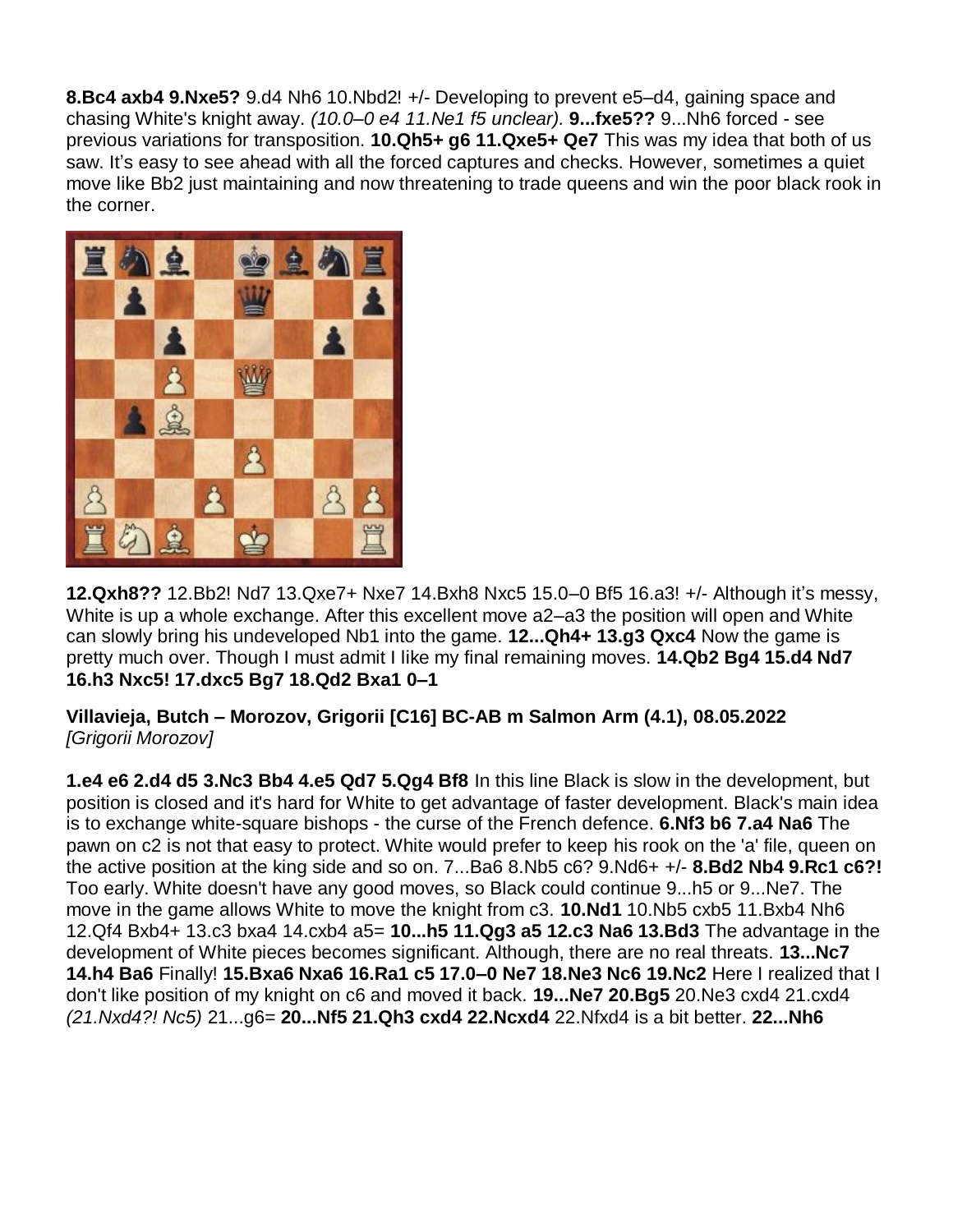**8.Bc4 axb4 9.Nxe5?** 9.d4 Nh6 10.Nbd2! +/- Developing to prevent e5–d4, gaining space and chasing White's knight away. *(10.0–0 e4 11.Ne1 f5 unclear).* **9...fxe5??** 9...Nh6 forced - see previous variations for transposition. **10.Qh5+ g6 11.Qxe5+ Qe7** This was my idea that both of us saw. It's easy to see ahead with all the forced captures and checks. However, sometimes a quiet move like Bb2 just maintaining and now threatening to trade queens and win the poor black rook in the corner.

**12.Qxh8??** 12.Bb2! Nd7 13.Qxe7+ Nxe7 14.Bxh8 Nxc5 15.0–0 Bf5 16.a3! +/- Although it's messy, White is up a whole exchange. After this excellent move a2–a3 the position will open and White can slowly bring his undeveloped Nb1 into the game. **12...Qh4+ 13.g3 Qxc4** Now the game is pretty much over. Though I must admit I like my final remaining moves. **14.Qb2 Bg4 15.d4 Nd7 16.h3 Nxc5! 17.dxc5 Bg7 18.Qd2 Bxa1 0–1**

**Villavieja, Butch – Morozov, Grigorii [C16] BC-AB m Salmon Arm (4.1), 08.05.2022**
*[Grigorii Morozov]*

**1.e4 e6 2.d4 d5 3.Nc3 Bb4 4.e5 Qd7 5.Qg4 Bf8** In this line Black is slow in the development, but position is closed and it's hard for White to get advantage of faster development. Black's main idea is to exchange white-square bishops - the curse of the French defence. **6.Nf3 b6 7.a4 Na6** The pawn on c2 is not that easy to protect. White would prefer to keep his rook on the 'a' file, queen on the active position at the king side and so on. 7...Ba6 8.Nb5 c6? 9.Nd6+ +/- **8.Bd2 Nb4 9.Rc1 c6?!** Too early. White doesn't have any good moves, so Black could continue 9...h5 or 9...Ne7. The move in the game allows White to move the knight from c3. **10.Nd1** 10.Nb5 cxb5 11.Bxb4 Nh6 12.Qf4 Bxb4+ 13.c3 bxa4 14.cxb4 a5= **10...h5 11.Qg3 a5 12.c3 Na6 13.Bd3** The advantage in the development of White pieces becomes significant. Although, there are no real threats. **13...Nc7 14.h4 Ba6** Finally! **15.Bxa6 Nxa6 16.Ra1 c5 17.0–0 Ne7 18.Ne3 Nc6 19.Nc2** Here I realized that I don't like position of my knight on c6 and moved it back. **19...Ne7 20.Bg5** 20.Ne3 cxd4 21.cxd4 *(21.Nxd4?! Nc5)* 21...g6= **20...Nf5 21.Qh3 cxd4 22.Ncxd4** 22.Nfxd4 is a bit better. **22...Nh6**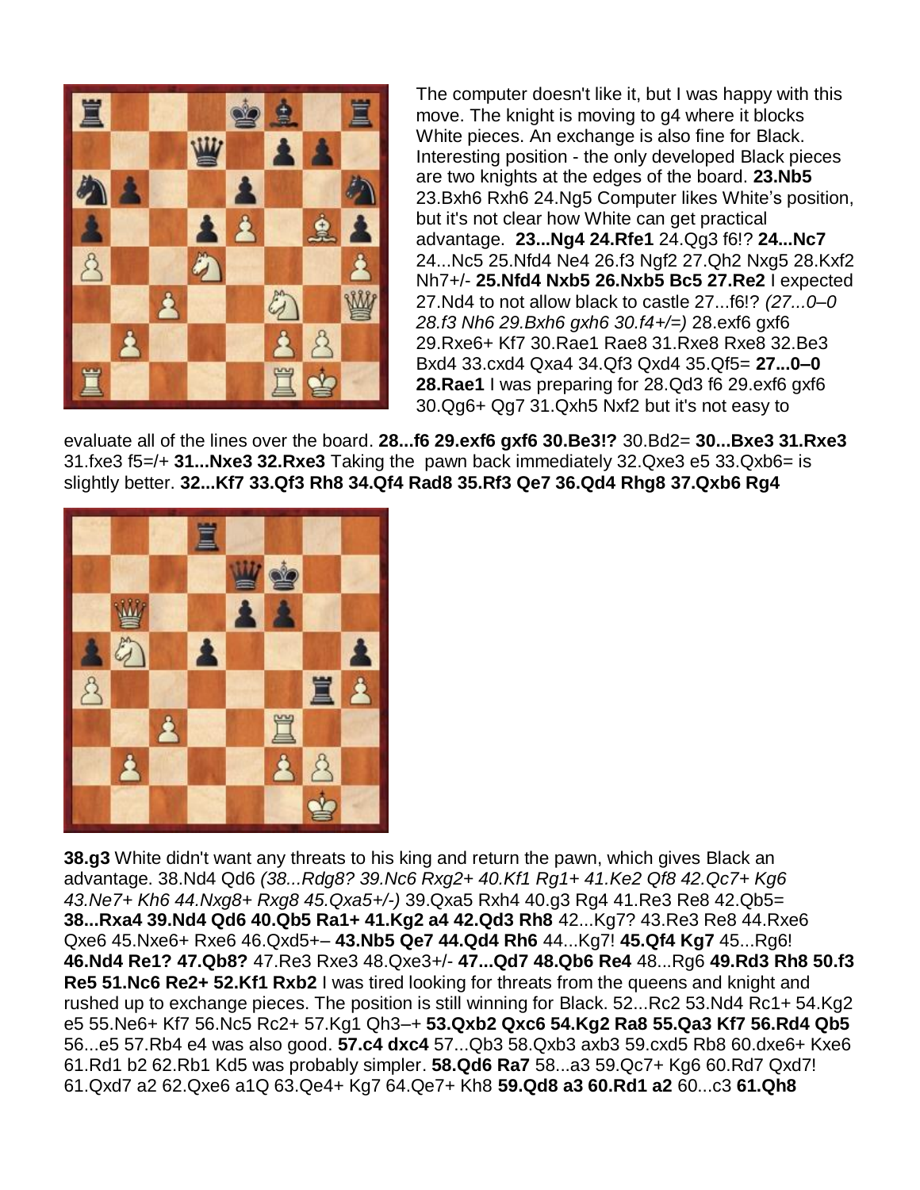The computer doesn't like it, but I was happy with this move. The knight is moving to g4 where it blocks White pieces. An exchange is also fine for Black. Interesting position - the only developed Black pieces are two knights at the edges of the board. **23.Nb5** 23.Bxh6 Rxh6 24.Ng5 Computer likes White's position, but it's not clear how White can get practical advantage. **23...Ng4 24.Rfe1** 24.Qg3 f6!? **24...Nc7** 24...Nc5 25.Nfd4 Ne4 26.f3 Ngf2 27.Qh2 Nxg5 28.Kxf2 Nh7+/- **25.Nfd4 Nxb5 26.Nxb5 Bc5 27.Re2** I expected 27.Nd4 to not allow black to castle 27...f6!? *(27...0–0 28.f3 Nh6 29.Bxh6 gxh6 30.f4+/=)* 28.exf6 gxf6 29.Rxe6+ Kf7 30.Rae1 Rae8 31.Rxe8 Rxe8 32.Be3 Bxd4 33.cxd4 Qxa4 34.Qf3 Qxd4 35.Qf5= **27...0–0 28.Rae1** I was preparing for 28.Qd3 f6 29.exf6 gxf6 30.Qg6+ Qg7 31.Qxh5 Nxf2 but it's not easy to evaluate all of the lines over the board. **28...f6 29.exf6 gxf6 30.Be3!?** 30.Bd2= **30...Bxe3 31.Rxe3** 31.fxe3 f5=/+ **31...Nxe3 32.Rxe3** Taking the pawn back immediately 32.Qxe3 e5 33.Qxb6= is slightly better. **32...Kf7 33.Qf3 Rh8 34.Qf4 Rad8 35.Rf3 Qe7 36.Qd4 Rhg8 37.Qxb6 Rg4**

**38.g3** White didn't want any threats to his king and return the pawn, which gives Black an advantage. 38.Nd4 Qd6 *(38...Rdg8? 39.Nc6 Rxg2+ 40.Kf1 Rg1+ 41.Ke2 Qf8 42.Qc7+ Kg6 43.Ne7+ Kh6 44.Nxg8+ Rxg8 45.Qxa5+/-)* 39.Qxa5 Rxh4 40.g3 Rg4 41.Re3 Re8 42.Qb5= **38...Rxa4 39.Nd4 Qd6 40.Qb5 Ra1+ 41.Kg2 a4 42.Qd3 Rh8** 42...Kg7? 43.Re3 Re8 44.Rxe6 Qxe6 45.Nxe6+ Rxe6 46.Qxd5+– **43.Nb5 Qe7 44.Qd4 Rh6** 44...Kg7! **45.Qf4 Kg7** 45...Rg6! **46.Nd4 Re1? 47.Qb8?** 47.Re3 Rxe3 48.Qxe3+/- **47...Qd7 48.Qb6 Re4** 48...Rg6 **49.Rd3 Rh8 50.f3 Re5 51.Nc6 Re2+ 52.Kf1 Rxb2** I was tired looking for threats from the queens and knight and rushed up to exchange pieces. The position is still winning for Black. 52...Rc2 53.Nd4 Rc1+ 54.Kg2 e5 55.Ne6+ Kf7 56.Nc5 Rc2+ 57.Kg1 Qh3–+ **53.Qxb2 Qxc6 54.Kg2 Ra8 55.Qa3 Kf7 56.Rd4 Qb5** 56...e5 57.Rb4 e4 was also good. **57.c4 dxc4** 57...Qb3 58.Qxb3 axb3 59.cxd5 Rb8 60.dxe6+ Kxe6 61.Rd1 b2 62.Rb1 Kd5 was probably simpler. **58.Qd6 Ra7** 58...a3 59.Qc7+ Kg6 60.Rd7 Qxd7! 61.Qxd7 a2 62.Qxe6 a1Q 63.Qe4+ Kg7 64.Qe7+ Kh8 **59.Qd8 a3 60.Rd1 a2** 60...c3 **61.Qh8**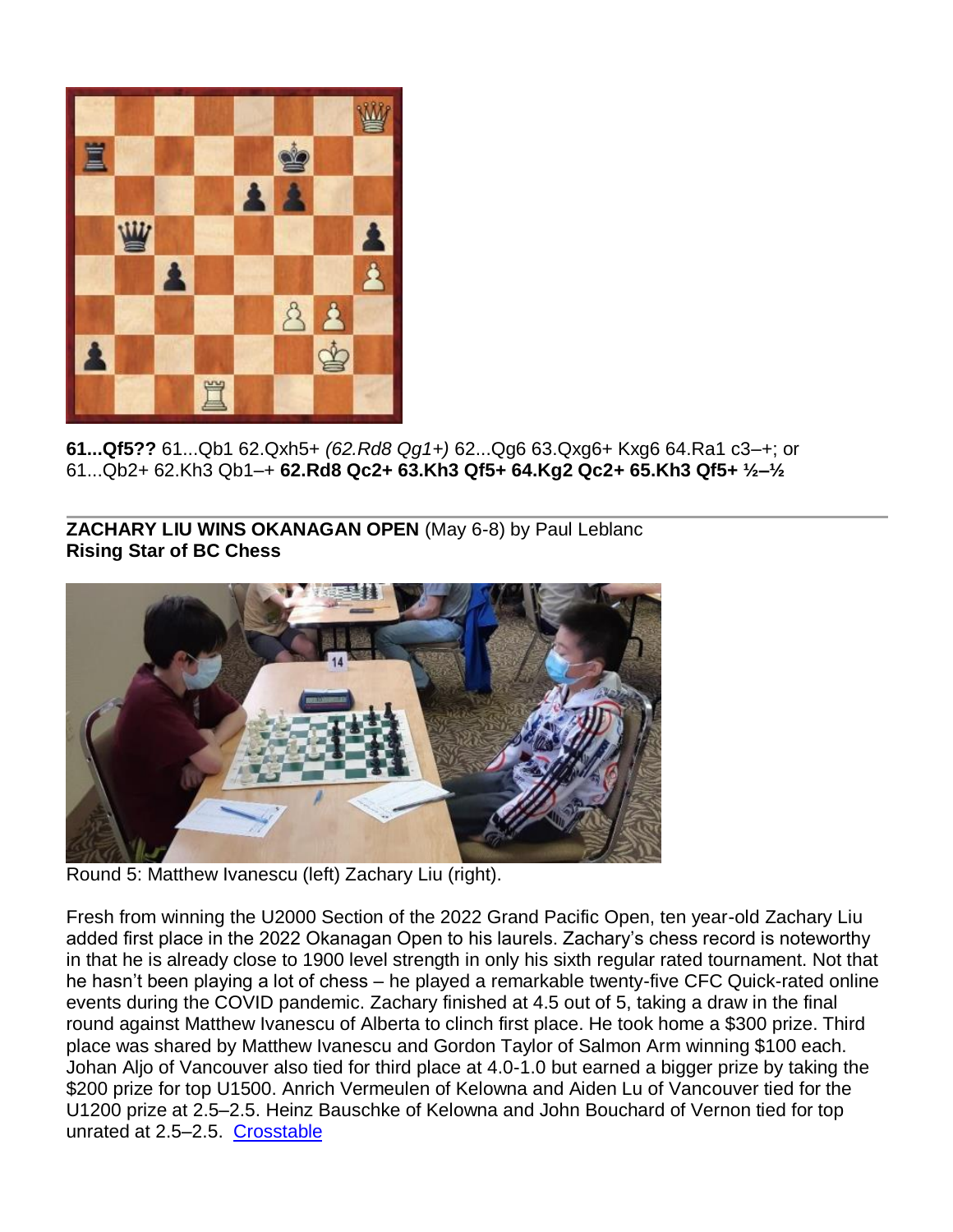**61...Qf5??** 61...Qb1 62.Qxh5+ *(62.Rd8 Qg1+)* 62...Qg6 63.Qxg6+ Kxg6 64.Ra1 c3–+; or 61...Qb2+ 62.Kh3 Qb1–+ **62.Rd8 Qc2+ 63.Kh3 Qf5+ 64.Kg2 Qc2+ 65.Kh3 Qf5+ ½–½**

---

**ZACHARY LIU WINS OKANAGAN OPEN** (May 6-8) by Paul Leblanc
**Rising Star of BC Chess**

Round 5: Matthew Ivanescu (left) Zachary Liu (right).

Fresh from winning the U2000 Section of the 2022 Grand Pacific Open, ten year-old Zachary Liu added first place in the 2022 Okanagan Open to his laurels. Zachary's chess record is noteworthy in that he is already close to 1900 level strength in only his sixth regular rated tournament. Not that he hasn't been playing a lot of chess – he played a remarkable twenty-five CFC Quick-rated online events during the COVID pandemic. Zachary finished at 4.5 out of 5, taking a draw in the final round against Matthew Ivanescu of Alberta to clinch first place. He took home a $300 prize. Third place was shared by Matthew Ivanescu and Gordon Taylor of Salmon Arm winning $100 each. Johan Aljo of Vancouver also tied for third place at 4.0-1.0 but earned a bigger prize by taking the $200 prize for top U1500. Anrich Vermeulen of Kelowna and Aiden Lu of Vancouver tied for the U1200 prize at 2.5–2.5. Heinz Bauschke of Kelowna and John Bouchard of Vernon tied for top unrated at 2.5–2.5. Crosstable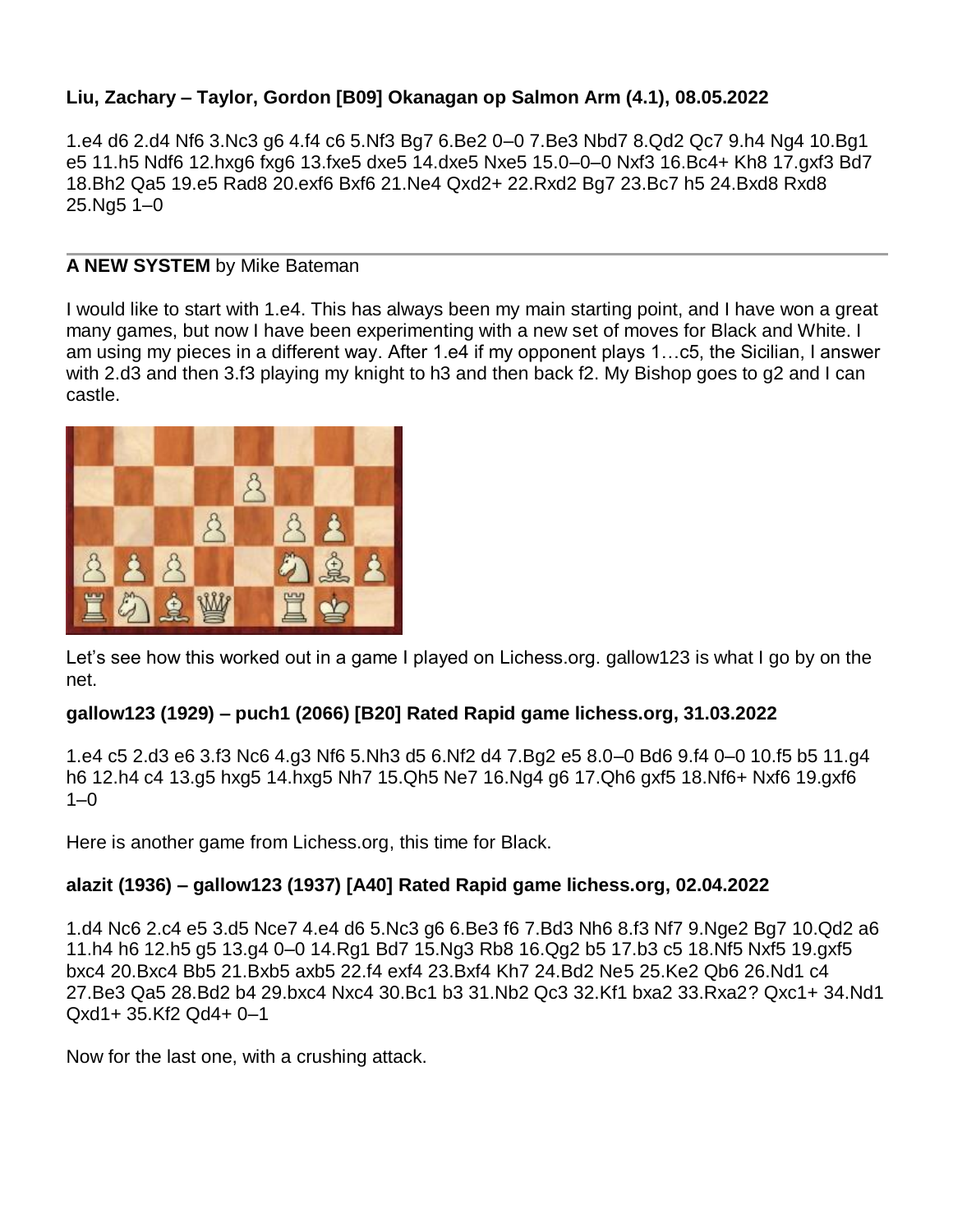**Liu, Zachary – Taylor, Gordon [B09] Okanagan op Salmon Arm (4.1), 08.05.2022**

1.e4 d6 2.d4 Nf6 3.Nc3 g6 4.f4 c6 5.Nf3 Bg7 6.Be2 0–0 7.Be3 Nbd7 8.Qd2 Qc7 9.h4 Ng4 10.Bg1 e5 11.h5 Ndf6 12.hxg6 fxg6 13.fxe5 dxe5 14.dxe5 Nxe5 15.0–0–0 Nxf3 16.Bc4+ Kh8 17.gxf3 Bd7 18.Bh2 Qa5 19.e5 Rad8 20.exf6 Bxf6 21.Ne4 Qxd2+ 22.Rxd2 Bg7 23.Bc7 h5 24.Bxd8 Rxd8 25.Ng5 1–0

---

**A NEW SYSTEM** by Mike Bateman

I would like to start with 1.e4. This has always been my main starting point, and I have won a great many games, but now I have been experimenting with a new set of moves for Black and White. I am using my pieces in a different way. After 1.e4 if my opponent plays 1…c5, the Sicilian, I answer with 2.d3 and then 3.f3 playing my knight to h3 and then back f2. My Bishop goes to g2 and I can castle.

Let's see how this worked out in a game I played on Lichess.org. gallow123 is what I go by on the net.

**gallow123 (1929) – puch1 (2066) [B20] Rated Rapid game lichess.org, 31.03.2022**

1.e4 c5 2.d3 e6 3.f3 Nc6 4.g3 Nf6 5.Nh3 d5 6.Nf2 d4 7.Bg2 e5 8.0–0 Bd6 9.f4 0–0 10.f5 b5 11.g4 h6 12.h4 c4 13.g5 hxg5 14.hxg5 Nh7 15.Qh5 Ne7 16.Ng4 g6 17.Qh6 gxf5 18.Nf6+ Nxf6 19.gxf6 1–0

Here is another game from Lichess.org, this time for Black.

**alazit (1936) – gallow123 (1937) [A40] Rated Rapid game lichess.org, 02.04.2022**

1.d4 Nc6 2.c4 e5 3.d5 Nce7 4.e4 d6 5.Nc3 g6 6.Be3 f6 7.Bd3 Nh6 8.f3 Nf7 9.Nge2 Bg7 10.Qd2 a6 11.h4 h6 12.h5 g5 13.g4 0–0 14.Rg1 Bd7 15.Ng3 Rb8 16.Qg2 b5 17.b3 c5 18.Nf5 Nxf5 19.gxf5 bxc4 20.Bxc4 Bb5 21.Bxb5 axb5 22.f4 exf4 23.Bxf4 Kh7 24.Bd2 Ne5 25.Ke2 Qb6 26.Nd1 c4 27.Be3 Qa5 28.Bd2 b4 29.bxc4 Nxc4 30.Bc1 b3 31.Nb2 Qc3 32.Kf1 bxa2 33.Rxa2? Qxc1+ 34.Nd1 Qxd1+ 35.Kf2 Qd4+ 0–1

Now for the last one, with a crushing attack.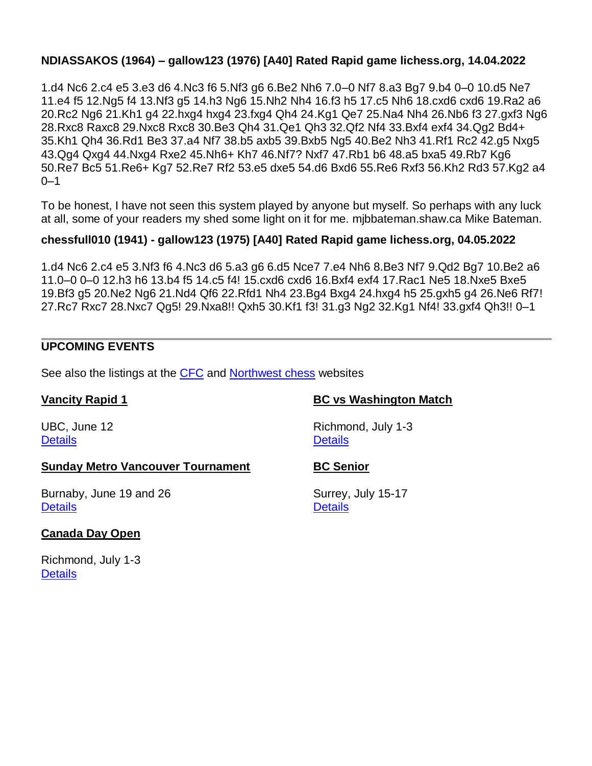**NDIASSAKOS (1964) – gallow123 (1976) [A40] Rated Rapid game lichess.org, 14.04.2022**

1.d4 Nc6 2.c4 e5 3.e3 d6 4.Nc3 f6 5.Nf3 g6 6.Be2 Nh6 7.0–0 Nf7 8.a3 Bg7 9.b4 0–0 10.d5 Ne7 11.e4 f5 12.Ng5 f4 13.Nf3 g5 14.h3 Ng6 15.Nh2 Nh4 16.f3 h5 17.c5 Nh6 18.cxd6 cxd6 19.Ra2 a6 20.Rc2 Ng6 21.Kh1 g4 22.hxg4 hxg4 23.fxg4 Qh4 24.Kg1 Qe7 25.Na4 Nh4 26.Nb6 f3 27.gxf3 Ng6 28.Rxc8 Raxc8 29.Nxc8 Rxc8 30.Be3 Qh4 31.Qe1 Qh3 32.Qf2 Nf4 33.Bxf4 exf4 34.Qg2 Bd4+ 35.Kh1 Qh4 36.Rd1 Be3 37.a4 Nf7 38.b5 axb5 39.Bxb5 Ng5 40.Be2 Nh3 41.Rf1 Rc2 42.g5 Nxg5 43.Qg4 Qxg4 44.Nxg4 Rxe2 45.Nh6+ Kh7 46.Nf7? Nxf7 47.Rb1 b6 48.a5 bxa5 49.Rb7 Kg6 50.Re7 Bc5 51.Re6+ Kg7 52.Re7 Rf2 53.e5 dxe5 54.d6 Bxd6 55.Re6 Rxf3 56.Kh2 Rd3 57.Kg2 a4 0–1

To be honest, I have not seen this system played by anyone but myself. So perhaps with any luck at all, some of your readers my shed some light on it for me. mjbbateman.shaw.ca Mike Bateman.

**chessfull010 (1941) - gallow123 (1975) [A40] Rated Rapid game lichess.org, 04.05.2022**

1.d4 Nc6 2.c4 e5 3.Nf3 f6 4.Nc3 d6 5.a3 g6 6.d5 Nce7 7.e4 Nh6 8.Be3 Nf7 9.Qd2 Bg7 10.Be2 a6 11.0–0 0–0 12.h3 h6 13.b4 f5 14.c5 f4! 15.cxd6 cxd6 16.Bxf4 exf4 17.Rac1 Ne5 18.Nxe5 Bxe5 19.Bf3 g5 20.Ne2 Ng6 21.Nd4 Qf6 22.Rfd1 Nh4 23.Bg4 Bxg4 24.hxg4 h5 25.gxh5 g4 26.Ne6 Rf7! 27.Rc7 Rxc7 28.Nxc7 Qg5! 29.Nxa8!! Qxh5 30.Kf1 f3! 31.g3 Ng2 32.Kg1 Nf4! 33.gxf4 Qh3!! 0–1

---

## UPCOMING EVENTS

See also the listings at the CFC and Northwest chess websites

**Vancity Rapid 1**

UBC, June 12
Details

**Sunday Metro Vancouver Tournament**

Burnaby, June 19 and 26
Details

**Canada Day Open**

Richmond, July 1-3
Details

**BC vs Washington Match**

Richmond, July 1-3
Details

**BC Senior**

Surrey, July 15-17
Details